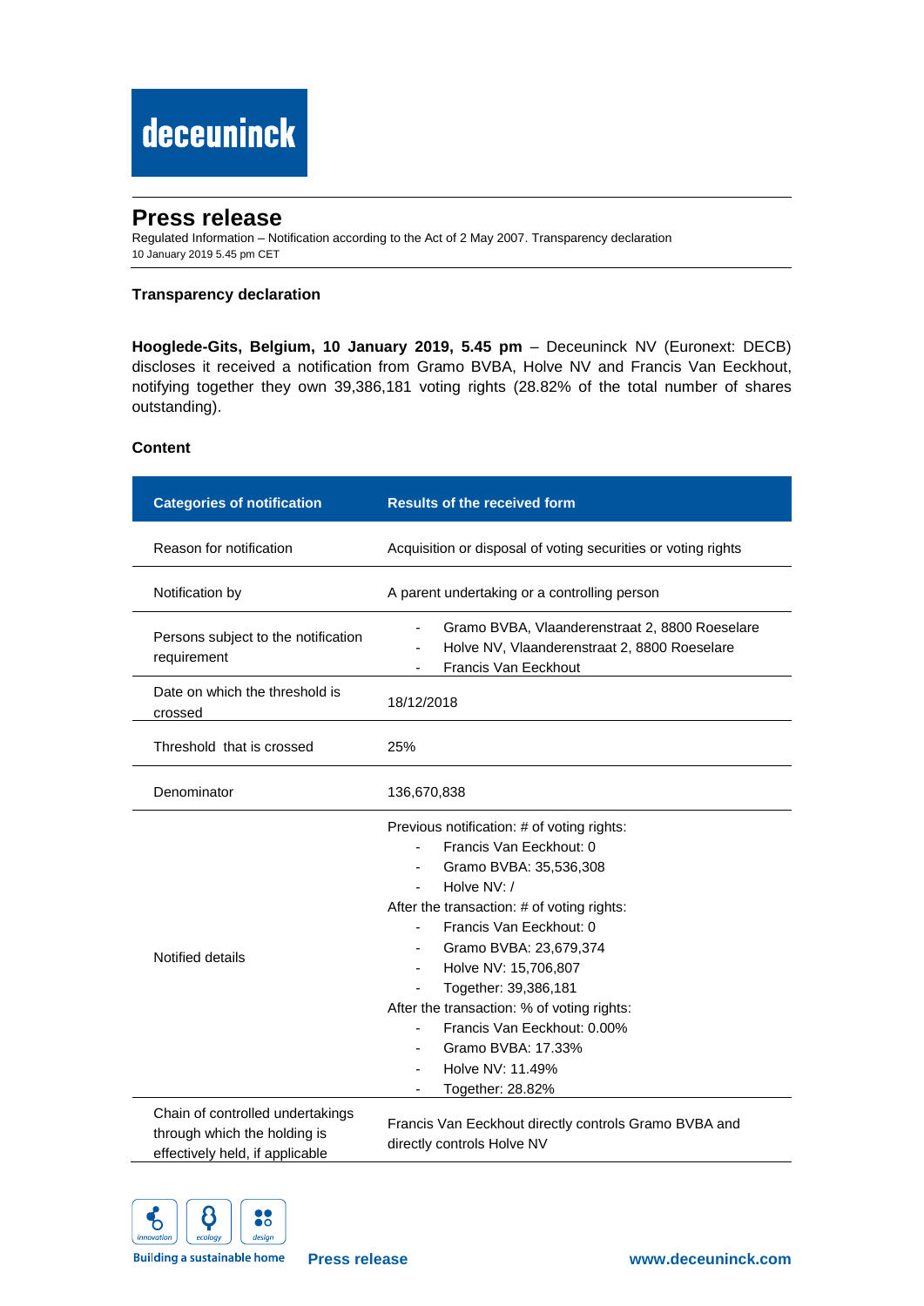# Press release

Regulated Information – Notification according to the Act of 2 May 2007. Transparency declaration
10 January 2019 5.45 pm CET

## Transparency declaration

**Hooglede-Gits, Belgium, 10 January 2019, 5.45 pm** – Deceuninck NV (Euronext: DECB) discloses it received a notification from Gramo BVBA, Holve NV and Francis Van Eeckhout, notifying together they own 39,386,181 voting rights (28.82% of the total number of shares outstanding).

### Content

| Categories of notification | Results of the received form |
|---|---|
| Reason for notification | Acquisition or disposal of voting securities or voting rights |
| Notification by | A parent undertaking or a controlling person |
| Persons subject to the notification requirement | - Gramo BVBA, Vlaanderenstraat 2, 8800 Roeselare<br>- Holve NV, Vlaanderenstraat 2, 8800 Roeselare<br>- Francis Van Eeckhout |
| Date on which the threshold is crossed | 18/12/2018 |
| Threshold that is crossed | 25% |
| Denominator | 136,670,838 |
| Notified details | Previous notification: # of voting rights:<br>- Francis Van Eeckhout: 0<br>- Gramo BVBA: 35,536,308<br>- Holve NV: /<br>After the transaction: # of voting rights:<br>- Francis Van Eeckhout: 0<br>- Gramo BVBA: 23,679,374<br>- Holve NV: 15,706,807<br>- Together: 39,386,181<br>After the transaction: % of voting rights:<br>- Francis Van Eeckhout: 0.00%<br>- Gramo BVBA: 17.33%<br>- Holve NV: 11.49%<br>- Together: 28.82% |
| Chain of controlled undertakings through which the holding is effectively held, if applicable | Francis Van Eeckhout directly controls Gramo BVBA and directly controls Holve NV |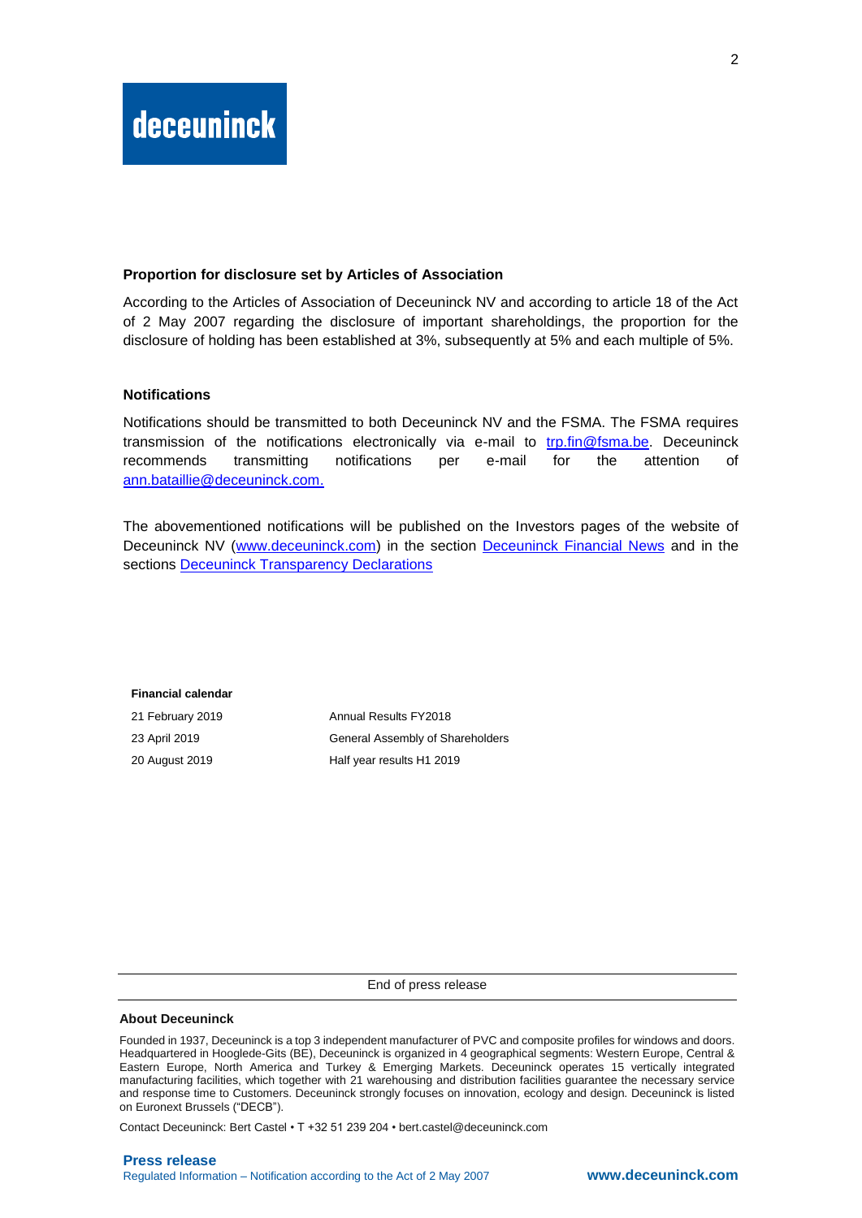deceuninck

**Proportion for disclosure set by Articles of Association**

According to the Articles of Association of Deceuninck NV and according to article 18 of the Act of 2 May 2007 regarding the disclosure of important shareholdings, the proportion for the disclosure of holding has been established at 3%, subsequently at 5% and each multiple of 5%.

**Notifications**

Notifications should be transmitted to both Deceuninck NV and the FSMA. The FSMA requires transmission of the notifications electronically via e-mail to trp.fin@fsma.be. Deceuninck recommends transmitting notifications per e-mail for the attention of ann.bataillie@deceuninck.com.

The abovementioned notifications will be published on the Investors pages of the website of Deceuninck NV (www.deceuninck.com) in the section Deceuninck Financial News and in the sections Deceuninck Transparency Declarations

**Financial calendar**

| | |
|---|---|
| 21 February 2019 | Annual Results FY2018 |
| 23 April 2019 | General Assembly of Shareholders |
| 20 August 2019 | Half year results H1 2019 |

End of press release

**About Deceuninck**

Founded in 1937, Deceuninck is a top 3 independent manufacturer of PVC and composite profiles for windows and doors. Headquartered in Hooglede-Gits (BE), Deceuninck is organized in 4 geographical segments: Western Europe, Central & Eastern Europe, North America and Turkey & Emerging Markets. Deceuninck operates 15 vertically integrated manufacturing facilities, which together with 21 warehousing and distribution facilities guarantee the necessary service and response time to Customers. Deceuninck strongly focuses on innovation, ecology and design. Deceuninck is listed on Euronext Brussels ("DECB").

Contact Deceuninck: Bert Castel • T +32 51 239 204 • bert.castel@deceuninck.com

**Press release**
Regulated Information – Notification according to the Act of 2 May 2007

**www.deceuninck.com**